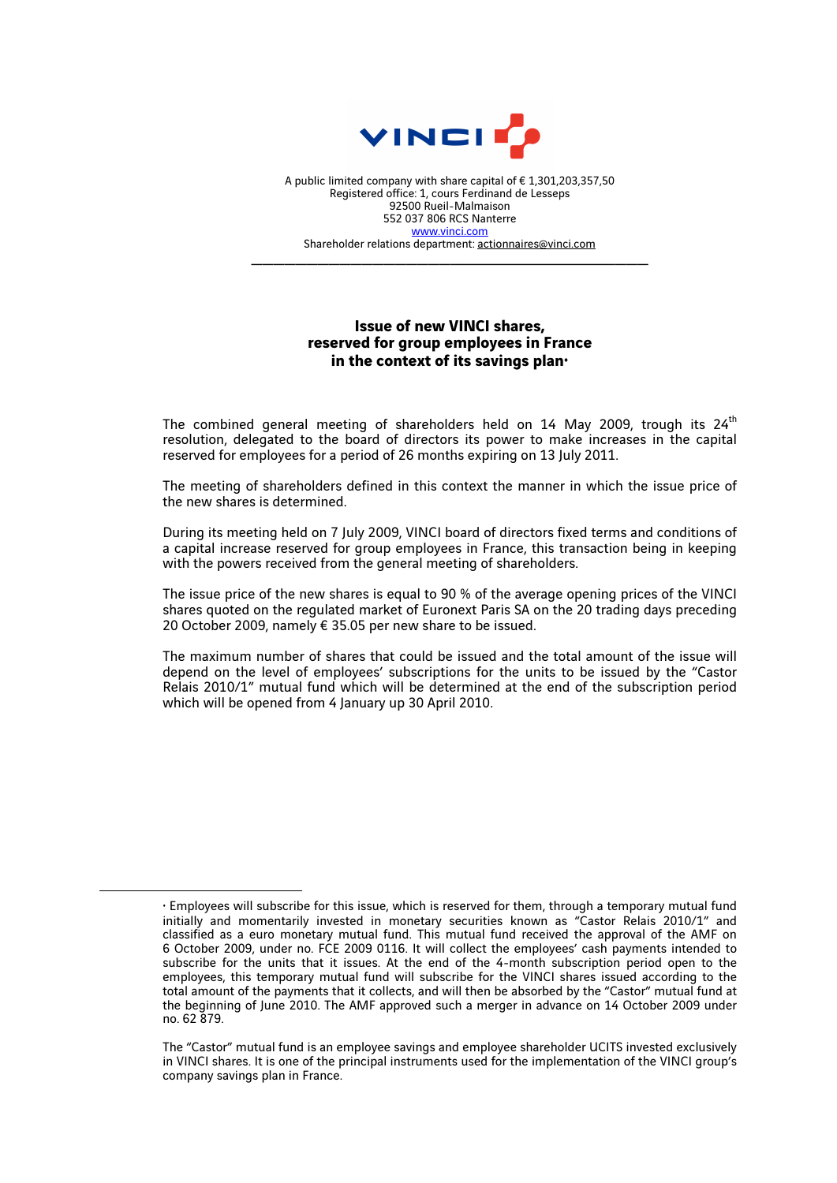A public limited company with share capital of € 1,301,203,357,50
Registered office: 1, cours Ferdinand de Lesseps
92500 Rueil-Malmaison
552 037 806 RCS Nanterre
www.vinci.com
Shareholder relations department: actionnaires@vinci.com

---

## Issue of new VINCI shares, reserved for group employees in France in the context of its savings plan*

The combined general meeting of shareholders held on 14 May 2009, trough its 24th resolution, delegated to the board of directors its power to make increases in the capital reserved for employees for a period of 26 months expiring on 13 July 2011.

The meeting of shareholders defined in this context the manner in which the issue price of the new shares is determined.

During its meeting held on 7 July 2009, VINCI board of directors fixed terms and conditions of a capital increase reserved for group employees in France, this transaction being in keeping with the powers received from the general meeting of shareholders.

The issue price of the new shares is equal to 90 % of the average opening prices of the VINCI shares quoted on the regulated market of Euronext Paris SA on the 20 trading days preceding 20 October 2009, namely € 35.05 per new share to be issued.

The maximum number of shares that could be issued and the total amount of the issue will depend on the level of employees' subscriptions for the units to be issued by the "Castor Relais 2010/1" mutual fund which will be determined at the end of the subscription period which will be opened from 4 January up 30 April 2010.

---

* Employees will subscribe for this issue, which is reserved for them, through a temporary mutual fund initially and momentarily invested in monetary securities known as "Castor Relais 2010/1" and classified as a euro monetary mutual fund. This mutual fund received the approval of the AMF on 6 October 2009, under no. FCE 2009 0116. It will collect the employees' cash payments intended to subscribe for the units that it issues. At the end of the 4-month subscription period open to the employees, this temporary mutual fund will subscribe for the VINCI shares issued according to the total amount of the payments that it collects, and will then be absorbed by the "Castor" mutual fund at the beginning of June 2010. The AMF approved such a merger in advance on 14 October 2009 under no. 62 879.

The "Castor" mutual fund is an employee savings and employee shareholder UCITS invested exclusively in VINCI shares. It is one of the principal instruments used for the implementation of the VINCI group's company savings plan in France.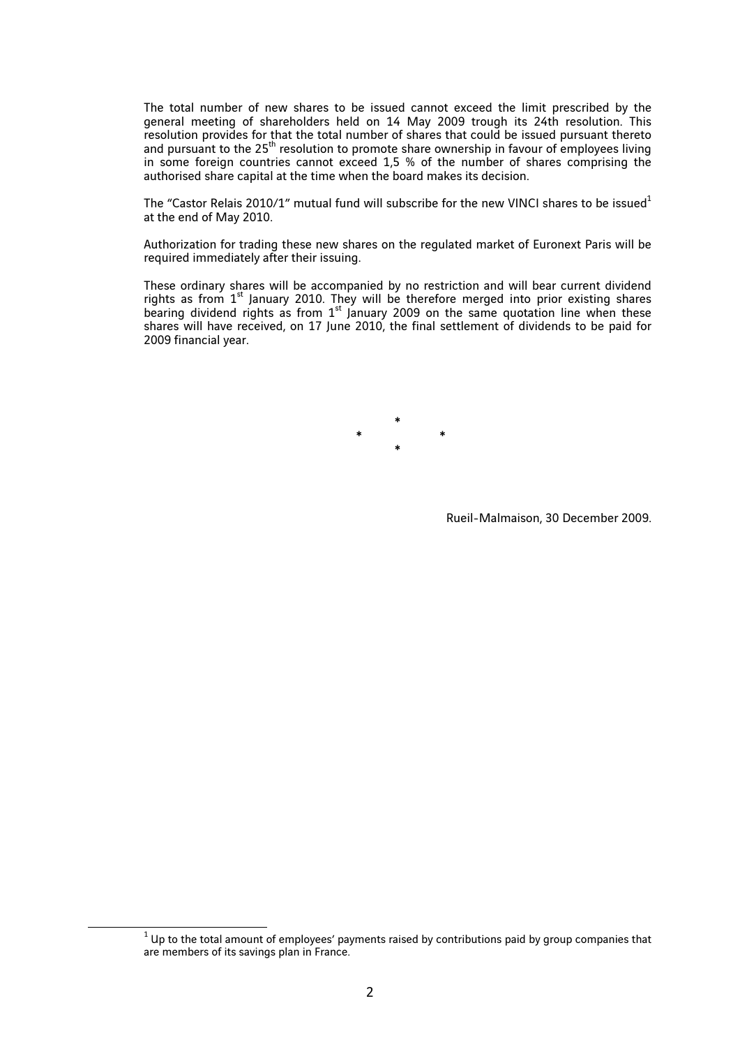The total number of new shares to be issued cannot exceed the limit prescribed by the general meeting of shareholders held on 14 May 2009 trough its 24th resolution. This resolution provides for that the total number of shares that could be issued pursuant thereto and pursuant to the 25th resolution to promote share ownership in favour of employees living in some foreign countries cannot exceed 1,5 % of the number of shares comprising the authorised share capital at the time when the board makes its decision.

The "Castor Relais 2010/1" mutual fund will subscribe for the new VINCI shares to be issued[1] at the end of May 2010.

Authorization for trading these new shares on the regulated market of Euronext Paris will be required immediately after their issuing.

These ordinary shares will be accompanied by no restriction and will bear current dividend rights as from 1st January 2010. They will be therefore merged into prior existing shares bearing dividend rights as from 1st January 2009 on the same quotation line when these shares will have received, on 17 June 2010, the final settlement of dividends to be paid for 2009 financial year.

*

\*    \*

*

Rueil-Malmaison, 30 December 2009.

[1] Up to the total amount of employees' payments raised by contributions paid by group companies that are members of its savings plan in France.